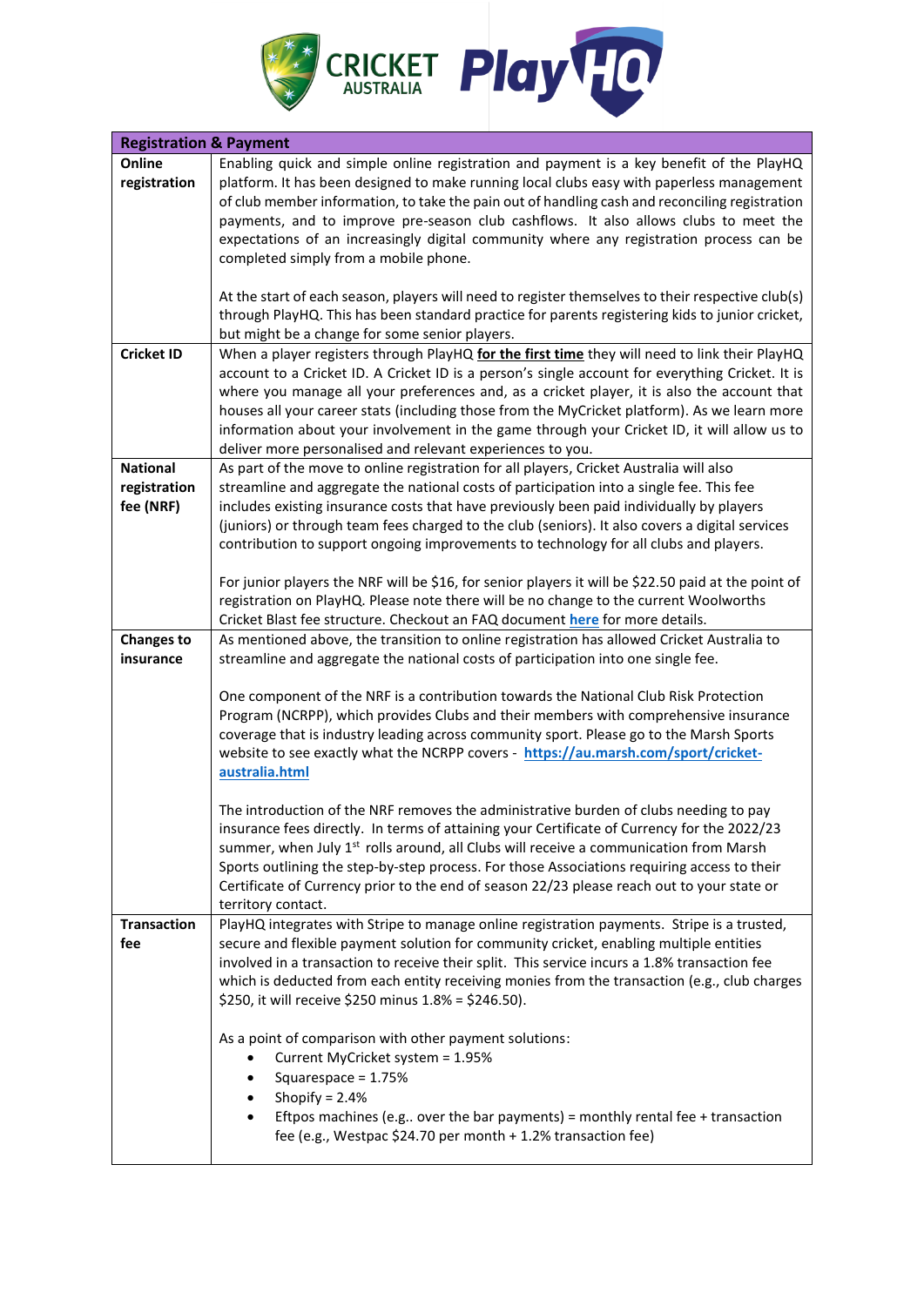| Registration & Payment | |
|---|---|
| **Online registration** | Enabling quick and simple online registration and payment is a key benefit of the PlayHQ platform. It has been designed to make running local clubs easy with paperless management of club member information, to take the pain out of handling cash and reconciling registration payments, and to improve pre-season club cashflows. It also allows clubs to meet the expectations of an increasingly digital community where any registration process can be completed simply from a mobile phone.<br><br>At the start of each season, players will need to register themselves to their respective club(s) through PlayHQ. This has been standard practice for parents registering kids to junior cricket, but might be a change for some senior players. |
| **Cricket ID** | When a player registers through PlayHQ **for the first time** they will need to link their PlayHQ account to a Cricket ID. A Cricket ID is a person's single account for everything Cricket. It is where you manage all your preferences and, as a cricket player, it is also the account that houses all your career stats (including those from the MyCricket platform). As we learn more information about your involvement in the game through your Cricket ID, it will allow us to deliver more personalised and relevant experiences to you. |
| **National registration fee (NRF)** | As part of the move to online registration for all players, Cricket Australia will also streamline and aggregate the national costs of participation into a single fee. This fee includes existing insurance costs that have previously been paid individually by players (juniors) or through team fees charged to the club (seniors). It also covers a digital services contribution to support ongoing improvements to technology for all clubs and players.<br><br>For junior players the NRF will be $16, for senior players it will be $22.50 paid at the point of registration on PlayHQ. Please note there will be no change to the current Woolworths Cricket Blast fee structure. Checkout an FAQ document **here** for more details. |
| **Changes to insurance** | As mentioned above, the transition to online registration has allowed Cricket Australia to streamline and aggregate the national costs of participation into one single fee.<br><br>One component of the NRF is a contribution towards the National Club Risk Protection Program (NCRPP), which provides Clubs and their members with comprehensive insurance coverage that is industry leading across community sport. Please go to the Marsh Sports website to see exactly what the NCRPP covers - **https://au.marsh.com/sport/cricket-australia.html**<br><br>The introduction of the NRF removes the administrative burden of clubs needing to pay insurance fees directly. In terms of attaining your Certificate of Currency for the 2022/23 summer, when July 1st rolls around, all Clubs will receive a communication from Marsh Sports outlining the step-by-step process. For those Associations requiring access to their Certificate of Currency prior to the end of season 22/23 please reach out to your state or territory contact. |
| **Transaction fee** | PlayHQ integrates with Stripe to manage online registration payments. Stripe is a trusted, secure and flexible payment solution for community cricket, enabling multiple entities involved in a transaction to receive their split. This service incurs a 1.8% transaction fee which is deducted from each entity receiving monies from the transaction (e.g., club charges $250, it will receive $250 minus 1.8% = $246.50).<br><br>As a point of comparison with other payment solutions:<br>• Current MyCricket system = 1.95%<br>• Squarespace = 1.75%<br>• Shopify = 2.4%<br>• Eftpos machines (e.g.. over the bar payments) = monthly rental fee + transaction fee (e.g., Westpac $24.70 per month + 1.2% transaction fee) |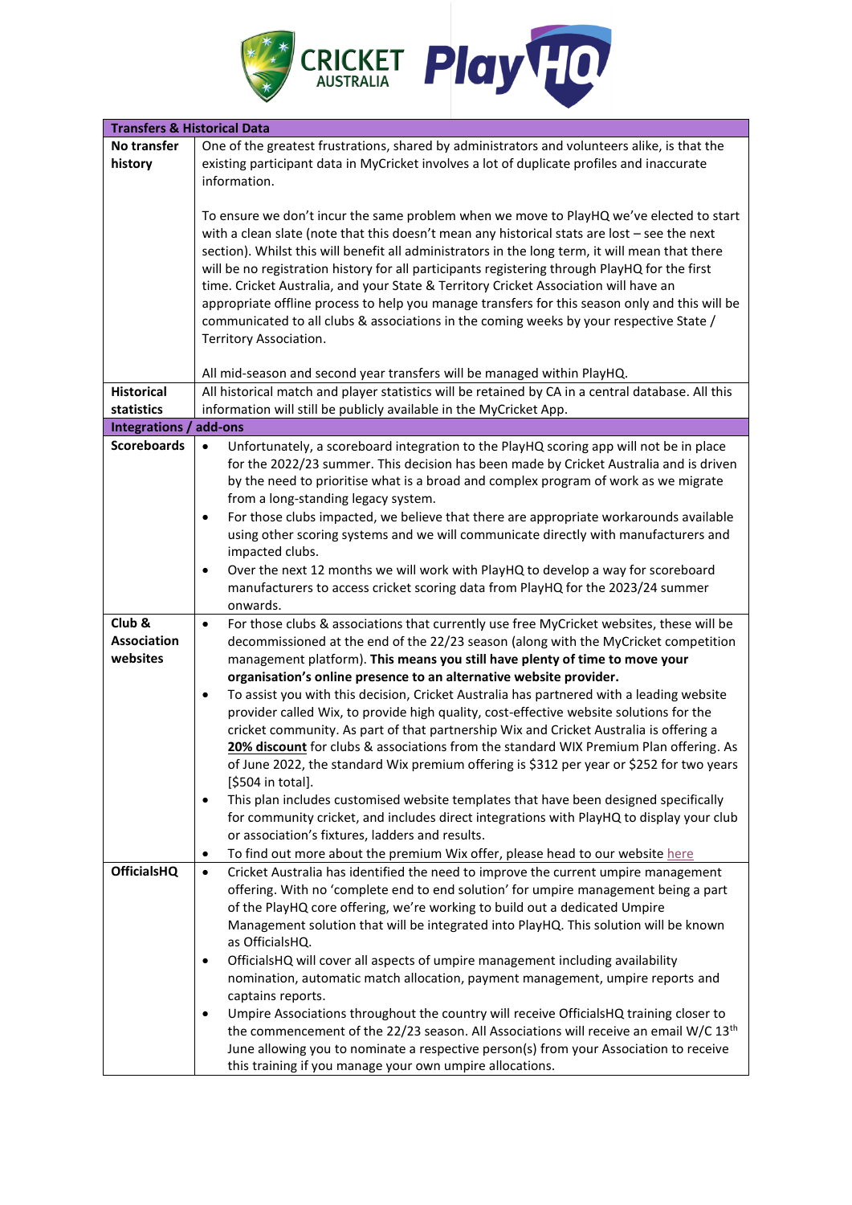| | |
|---|---|
| **Transfers & Historical Data** | |
| **No transfer history** | One of the greatest frustrations, shared by administrators and volunteers alike, is that the existing participant data in MyCricket involves a lot of duplicate profiles and inaccurate information.<br><br>To ensure we don't incur the same problem when we move to PlayHQ we've elected to start with a clean slate (note that this doesn't mean any historical stats are lost – see the next section). Whilst this will benefit all administrators in the long term, it will mean that there will be no registration history for all participants registering through PlayHQ for the first time. Cricket Australia, and your State & Territory Cricket Association will have an appropriate offline process to help you manage transfers for this season only and this will be communicated to all clubs & associations in the coming weeks by your respective State / Territory Association.<br><br>All mid-season and second year transfers will be managed within PlayHQ. |
| **Historical statistics** | All historical match and player statistics will be retained by CA in a central database. All this information will still be publicly available in the MyCricket App. |
| **Integrations / add-ons** | |
| **Scoreboards** | • Unfortunately, a scoreboard integration to the PlayHQ scoring app will not be in place for the 2022/23 summer. This decision has been made by Cricket Australia and is driven by the need to prioritise what is a broad and complex program of work as we migrate from a long-standing legacy system.<br>• For those clubs impacted, we believe that there are appropriate workarounds available using other scoring systems and we will communicate directly with manufacturers and impacted clubs.<br>• Over the next 12 months we will work with PlayHQ to develop a way for scoreboard manufacturers to access cricket scoring data from PlayHQ for the 2023/24 summer onwards. |
| **Club & Association websites** | • For those clubs & associations that currently use free MyCricket websites, these will be decommissioned at the end of the 22/23 season (along with the MyCricket competition management platform). **This means you still have plenty of time to move your organisation's online presence to an alternative website provider.**<br>• To assist you with this decision, Cricket Australia has partnered with a leading website provider called Wix, to provide high quality, cost-effective website solutions for the cricket community. As part of that partnership Wix and Cricket Australia is offering a **20% discount** for clubs & associations from the standard WIX Premium Plan offering. As of June 2022, the standard Wix premium offering is $312 per year or $252 for two years [$504 in total].<br>• This plan includes customised website templates that have been designed specifically for community cricket, and includes direct integrations with PlayHQ to display your club or association's fixtures, ladders and results.<br>• To find out more about the premium Wix offer, please head to our website here |
| **OfficialsHQ** | • Cricket Australia has identified the need to improve the current umpire management offering. With no 'complete end to end solution' for umpire management being a part of the PlayHQ core offering, we're working to build out a dedicated Umpire Management solution that will be integrated into PlayHQ. This solution will be known as OfficialsHQ.<br>• OfficialsHQ will cover all aspects of umpire management including availability nomination, automatic match allocation, payment management, umpire reports and captains reports.<br>• Umpire Associations throughout the country will receive OfficialsHQ training closer to the commencement of the 22/23 season. All Associations will receive an email W/C 13th June allowing you to nominate a respective person(s) from your Association to receive this training if you manage your own umpire allocations. |